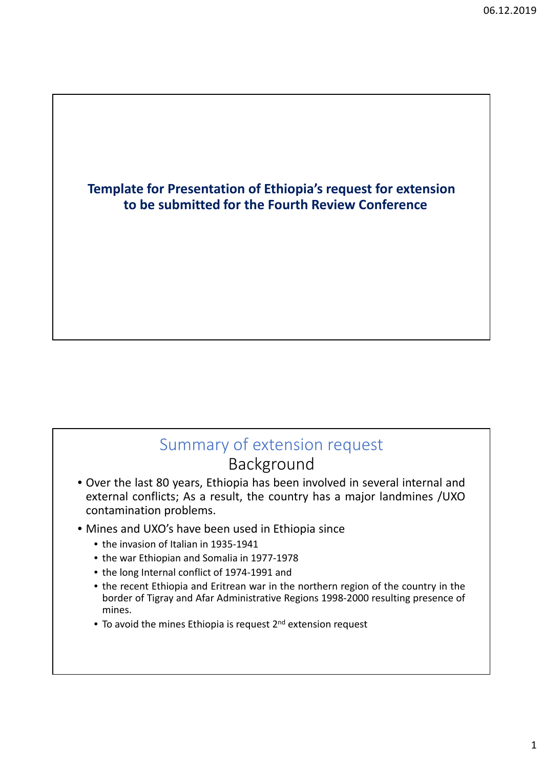**Template for Presentation of Ethiopia's request for extension to be submitted for the Fourth Review Conference**

## Summary of extension request

### Background

- Over the last 80 years, Ethiopia has been involved in several internal and external conflicts; As a result, the country has a major landmines /UXO contamination problems.
- Mines and UXO's have been used in Ethiopia since
  - the invasion of Italian in 1935-1941
  - the war Ethiopian and Somalia in 1977-1978
  - the long Internal conflict of 1974-1991 and
  - the recent Ethiopia and Eritrean war in the northern region of the country in the border of Tigray and Afar Administrative Regions 1998-2000 resulting presence of mines.
  - To avoid the mines Ethiopia is request 2nd extension request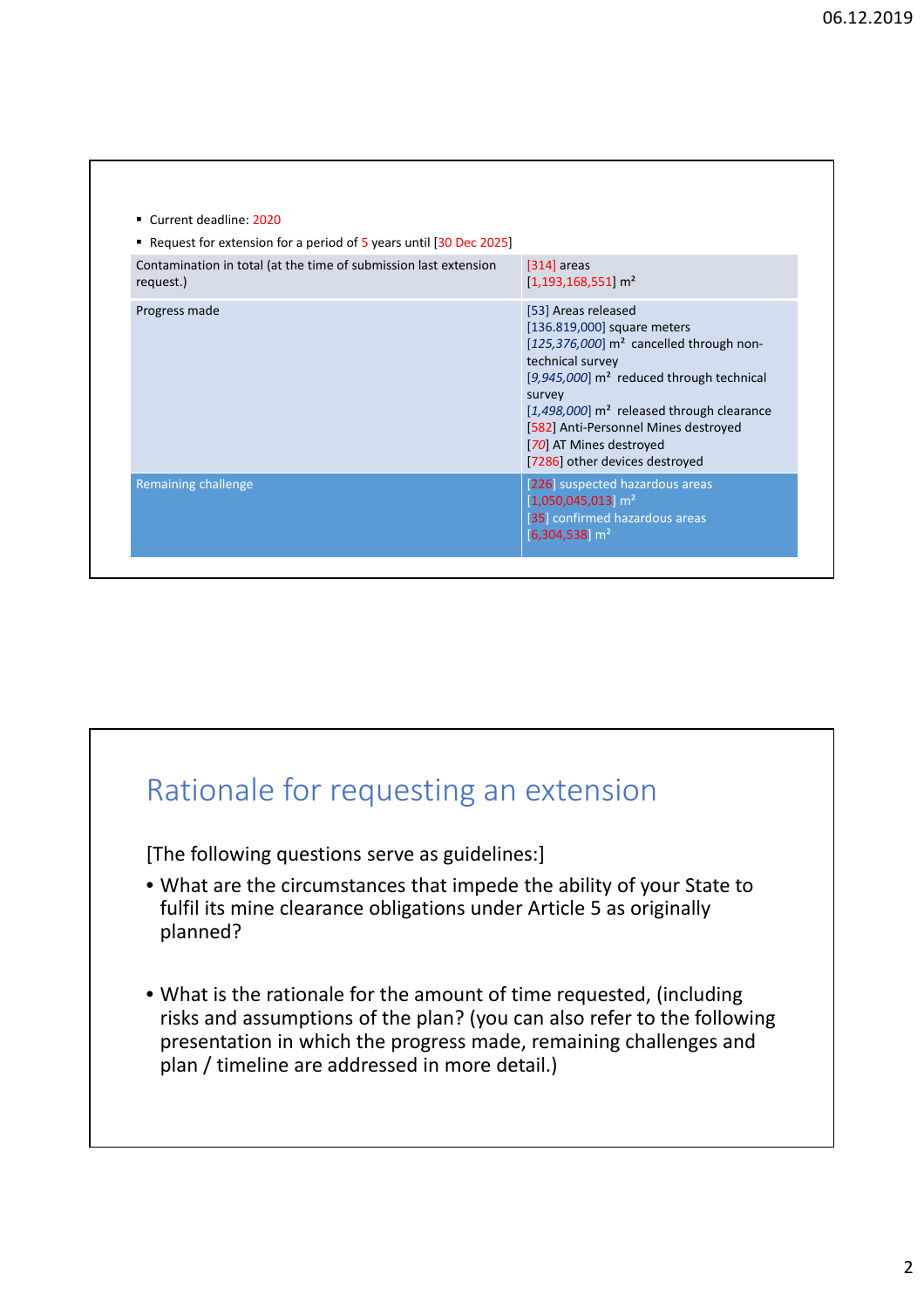- Current deadline: 2020
- Request for extension for a period of 5 years until [30 Dec 2025]

| | |
|---|---|
| Contamination in total (at the time of submission last extension request.) | [314] areas<br>[1,193,168,551] m² |
| Progress made | [53] Areas released<br>[136.819,000] square meters<br>[*125,376,000*] m² cancelled through non-technical survey<br>[*9,945,000*] m² reduced through technical survey<br>[*1,498,000*] m² released through clearance<br>[582] Anti-Personnel Mines destroyed<br>[*70*] AT Mines destroyed<br>[7286] other devices destroyed |
| Remaining challenge | [226] suspected hazardous areas<br>[1,050,045,013] m²<br>[35] confirmed hazardous areas<br>[6,304,538] m² |

## Rationale for requesting an extension

[The following questions serve as guidelines:]

- What are the circumstances that impede the ability of your State to fulfil its mine clearance obligations under Article 5 as originally planned?
- What is the rationale for the amount of time requested, (including risks and assumptions of the plan? (you can also refer to the following presentation in which the progress made, remaining challenges and plan / timeline are addressed in more detail.)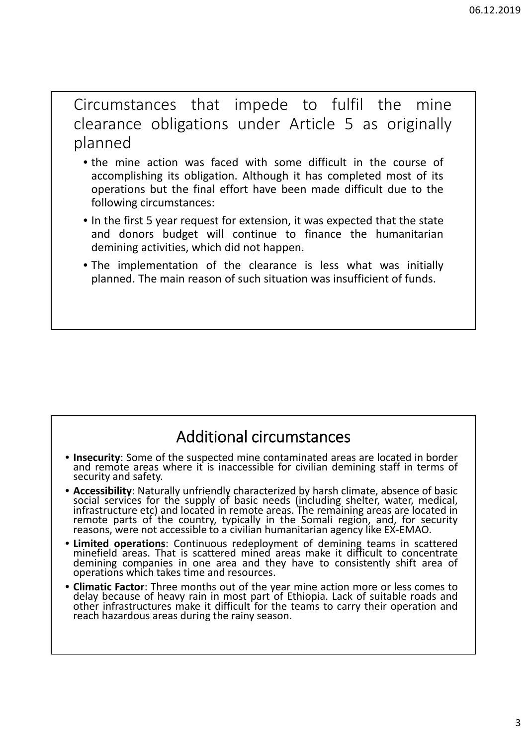## Circumstances that impede to fulfil the mine clearance obligations under Article 5 as originally planned

- the mine action was faced with some difficult in the course of accomplishing its obligation. Although it has completed most of its operations but the final effort have been made difficult due to the following circumstances:
- In the first 5 year request for extension, it was expected that the state and donors budget will continue to finance the humanitarian demining activities, which did not happen.
- The implementation of the clearance is less what was initially planned. The main reason of such situation was insufficient of funds.

## Additional circumstances

- **Insecurity**: Some of the suspected mine contaminated areas are located in border and remote areas where it is inaccessible for civilian demining staff in terms of security and safety.
- **Accessibility**: Naturally unfriendly characterized by harsh climate, absence of basic social services for the supply of basic needs (including shelter, water, medical, infrastructure etc) and located in remote areas. The remaining areas are located in remote parts of the country, typically in the Somali region, and, for security reasons, were not accessible to a civilian humanitarian agency like EX-EMAO.
- **Limited operations**: Continuous redeployment of demining teams in scattered minefield areas. That is scattered mined areas make it difficult to concentrate demining companies in one area and they have to consistently shift area of operations which takes time and resources.
- **Climatic Factor**: Three months out of the year mine action more or less comes to delay because of heavy rain in most part of Ethiopia. Lack of suitable roads and other infrastructures make it difficult for the teams to carry their operation and reach hazardous areas during the rainy season.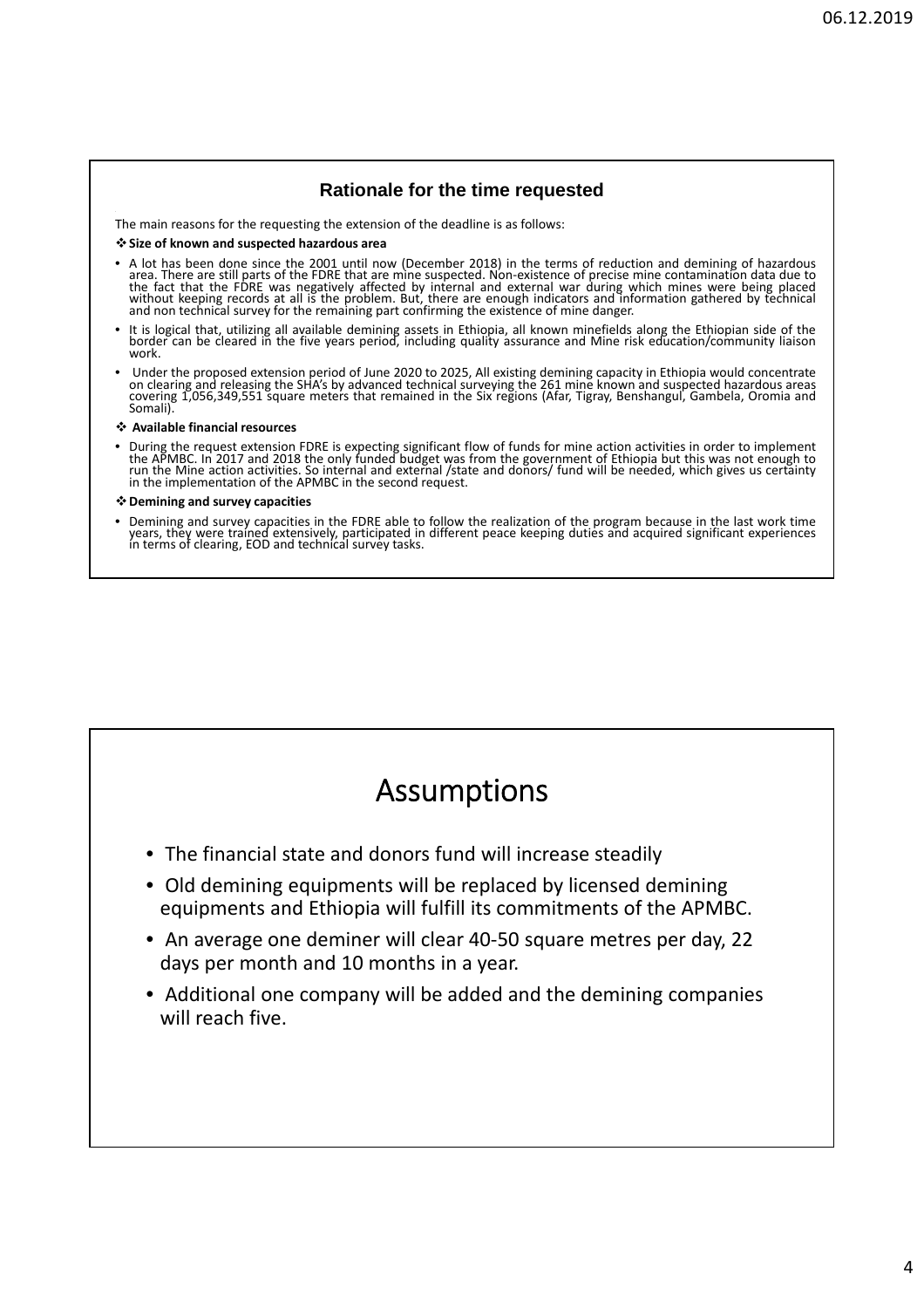## Rationale for the time requested

The main reasons for the requesting the extension of the deadline is as follows:

❖ **Size of known and suspected hazardous area**

- A lot has been done since the 2001 until now (December 2018) in the terms of reduction and demining of hazardous area. There are still parts of the FDRE that are mine suspected. Non-existence of precise mine contamination data due to the fact that the FDRE was negatively affected by internal and external war during which mines were being placed without keeping records at all is the problem. But, there are enough indicators and information gathered by technical and non technical survey for the remaining part confirming the existence of mine danger.
- It is logical that, utilizing all available demining assets in Ethiopia, all known minefields along the Ethiopian side of the border can be cleared in the five years period, including quality assurance and Mine risk education/community liaison work.
- Under the proposed extension period of June 2020 to 2025, All existing demining capacity in Ethiopia would concentrate on clearing and releasing the SHA's by advanced technical surveying the 261 mine known and suspected hazardous areas covering 1,056,349,551 square meters that remained in the Six regions (Afar, Tigray, Benshangul, Gambela, Oromia and Somali).

❖ **Available financial resources**

- During the request extension FDRE is expecting significant flow of funds for mine action activities in order to implement the APMBC. In 2017 and 2018 the only funded budget was from the government of Ethiopia but this was not enough to run the Mine action activities. So internal and external /state and donors/ fund will be needed, which gives us certainty in the implementation of the APMBC in the second request.

❖ **Demining and survey capacities**

- Demining and survey capacities in the FDRE able to follow the realization of the program because in the last work time years, they were trained extensively, participated in different peace keeping duties and acquired significant experiences in terms of clearing, EOD and technical survey tasks.

# Assumptions

- The financial state and donors fund will increase steadily
- Old demining equipments will be replaced by licensed demining equipments and Ethiopia will fulfill its commitments of the APMBC.
- An average one deminer will clear 40-50 square metres per day, 22 days per month and 10 months in a year.
- Additional one company will be added and the demining companies will reach five.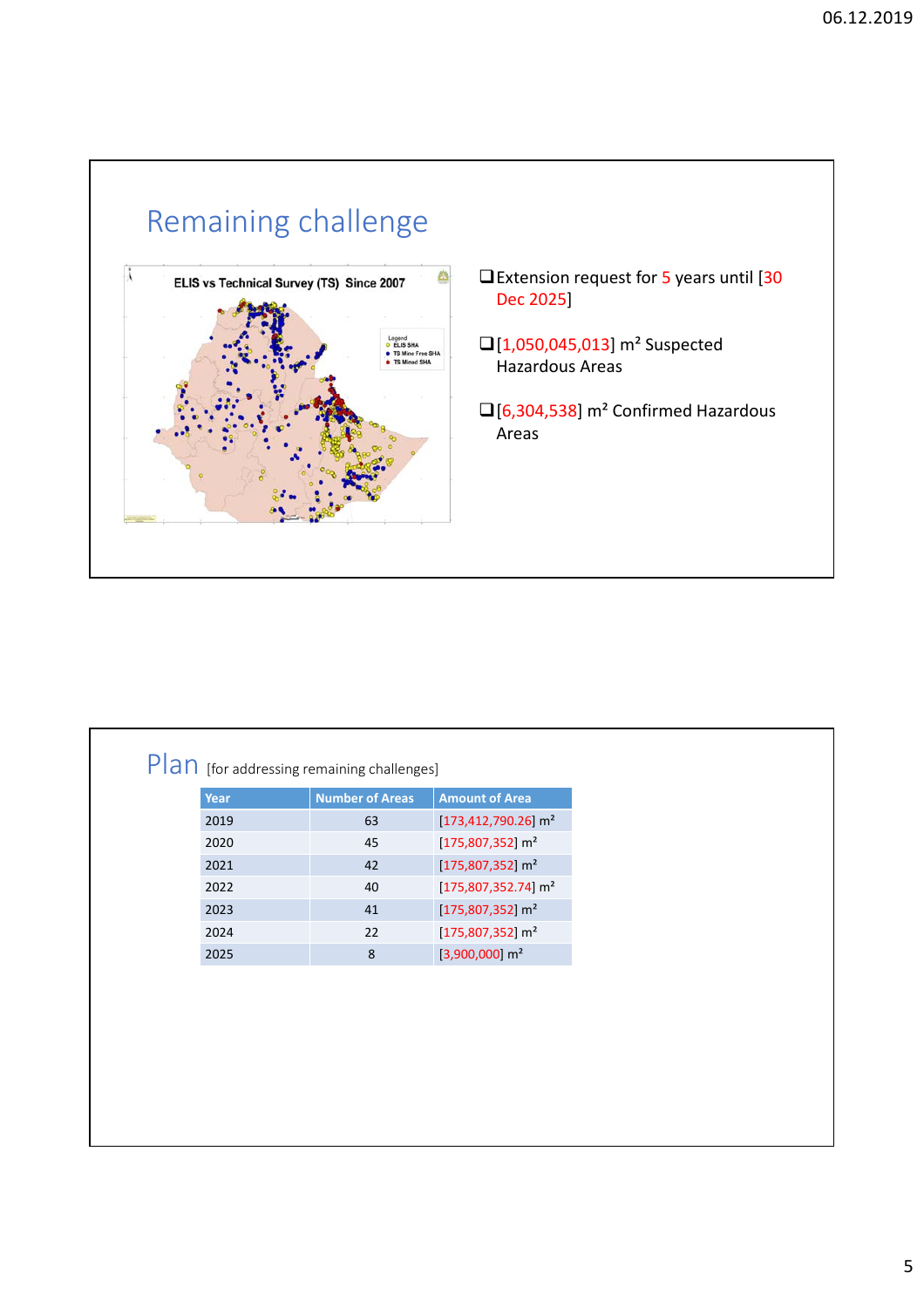## Remaining challenge

- Extension request for 5 years until [30 Dec 2025]
- [1,050,045,013] m² Suspected Hazardous Areas
- [6,304,538] m² Confirmed Hazardous Areas

## Plan [for addressing remaining challenges]

| Year | Number of Areas | Amount of Area |
|---|---|---|
| 2019 | 63 | [173,412,790.26] m² |
| 2020 | 45 | [175,807,352] m² |
| 2021 | 42 | [175,807,352] m² |
| 2022 | 40 | [175,807,352.74] m² |
| 2023 | 41 | [175,807,352] m² |
| 2024 | 22 | [175,807,352] m² |
| 2025 | 8 | [3,900,000] m² |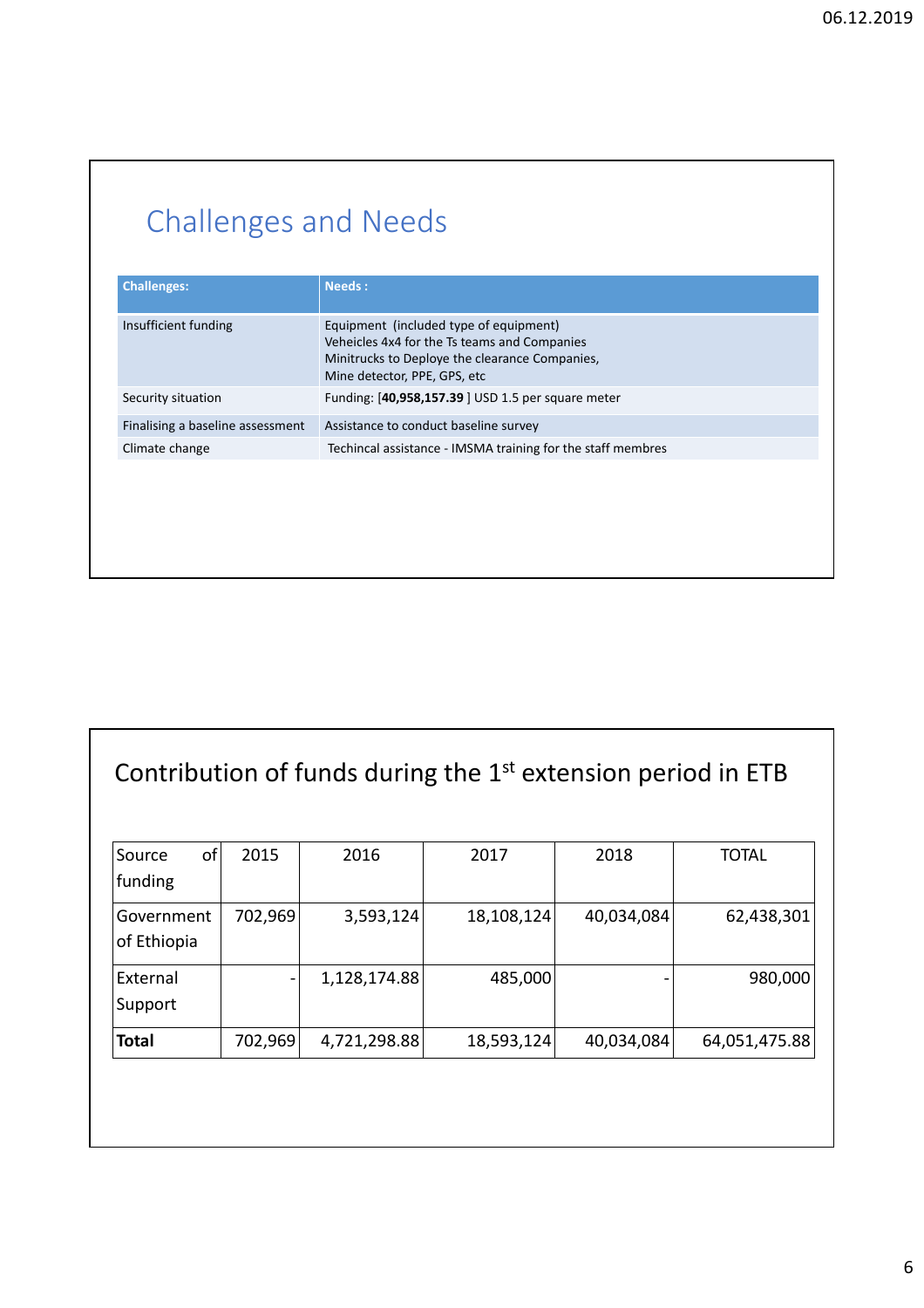## Challenges and Needs

| Challenges: | Needs : |
|---|---|
| Insufficient funding | Equipment (included type of equipment)<br>Veheicles 4x4 for the Ts teams and Companies<br>Minitrucks to Deploye the clearance Companies,<br>Mine detector, PPE, GPS, etc |
| Security situation | Funding: [**40,958,157.39** ] USD 1.5 per square meter |
| Finalising a baseline assessment | Assistance to conduct baseline survey |
| Climate change | Techincal assistance - IMSMA training for the staff membres |

## Contribution of funds during the 1st extension period in ETB

| Source of funding | 2015 | 2016 | 2017 | 2018 | TOTAL |
|---|---|---|---|---|---|
| Government of Ethiopia | 702,969 | 3,593,124 | 18,108,124 | 40,034,084 | 62,438,301 |
| External Support | - | 1,128,174.88 | 485,000 | - | 980,000 |
| **Total** | 702,969 | 4,721,298.88 | 18,593,124 | 40,034,084 | 64,051,475.88 |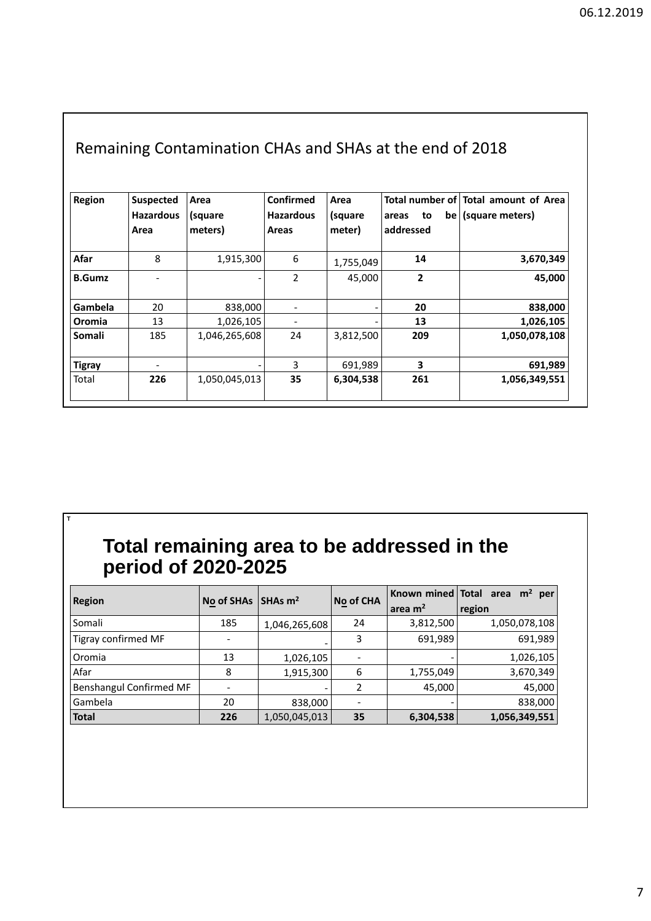## Remaining Contamination CHAs and SHAs at the end of 2018

| Region | Suspected Hazardous Area | Area (square meters) | Confirmed Hazardous Areas | Area (square meter) | Total number of areas to be addressed | Total amount of Area (square meters) |
|---|---|---|---|---|---|---|
| **Afar** | 8 | 1,915,300 | 6 | 1,755,049 | **14** | **3,670,349** |
| **B.Gumz** | - | - | 2 | 45,000 | **2** | **45,000** |
| **Gambela** | 20 | 838,000 | - | - | **20** | **838,000** |
| **Oromia** | 13 | 1,026,105 | - | - | **13** | **1,026,105** |
| **Somali** | 185 | 1,046,265,608 | 24 | 3,812,500 | **209** | **1,050,078,108** |
| **Tigray** | - | - | 3 | 691,989 | **3** | **691,989** |
| Total | **226** | 1,050,045,013 | **35** | **6,304,538** | **261** | **1,056,349,551** |

## Total remaining area to be addressed in the period of 2020-2025

| Region | No of SHAs | SHAs $m^2$ | No of CHA | Known mined area $m^2$ | Total area $m^2$ per region |
|---|---|---|---|---|---|
| Somali | 185 | 1,046,265,608 | 24 | 3,812,500 | 1,050,078,108 |
| Tigray confirmed MF | - | - | 3 | 691,989 | 691,989 |
| Oromia | 13 | 1,026,105 | - | - | 1,026,105 |
| Afar | 8 | 1,915,300 | 6 | 1,755,049 | 3,670,349 |
| Benshangul Confirmed MF | - | - | 2 | 45,000 | 45,000 |
| Gambela | 20 | 838,000 | - | - | 838,000 |
| **Total** | **226** | 1,050,045,013 | **35** | **6,304,538** | **1,056,349,551** |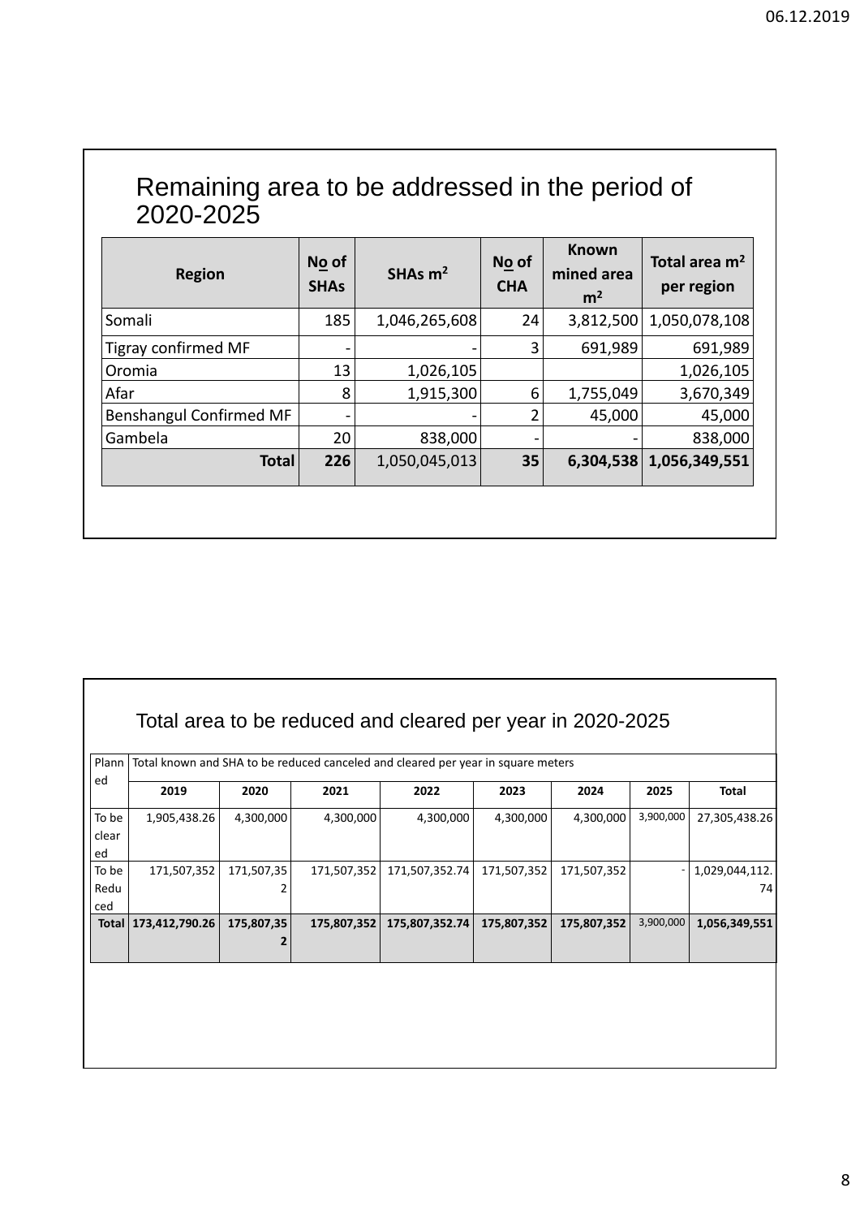## Remaining area to be addressed in the period of 2020-2025

| Region | No of SHAs | SHAs $m^2$ | No of CHA | Known mined area $m^2$ | Total area $m^2$ per region |
|---|---|---|---|---|---|
| Somali | 185 | 1,046,265,608 | 24 | 3,812,500 | 1,050,078,108 |
| Tigray confirmed MF | - | - | 3 | 691,989 | 691,989 |
| Oromia | 13 | 1,026,105 | | | 1,026,105 |
| Afar | 8 | 1,915,300 | 6 | 1,755,049 | 3,670,349 |
| Benshangul Confirmed MF | - | - | 2 | 45,000 | 45,000 |
| Gambela | 20 | 838,000 | - | - | 838,000 |
| **Total** | **226** | 1,050,045,013 | **35** | **6,304,538** | **1,056,349,551** |

## Total area to be reduced and cleared per year in 2020-2025

| Planned | Total known and SHA to be reduced canceled and cleared per year in square meters | | | | | | | |
|---|---|---|---|---|---|---|---|---|
| | **2019** | **2020** | **2021** | **2022** | **2023** | **2024** | **2025** | **Total** |
| To be cleared | 1,905,438.26 | 4,300,000 | 4,300,000 | 4,300,000 | 4,300,000 | 4,300,000 | 3,900,000 | 27,305,438.26 |
| To be Reduced | 171,507,352 | 171,507,352 | 171,507,352 | 171,507,352.74 | 171,507,352 | 171,507,352 | - | 1,029,044,112.74 |
| **Total** | **173,412,790.26** | **175,807,352** | **175,807,352** | **175,807,352.74** | **175,807,352** | **175,807,352** | 3,900,000 | **1,056,349,551** |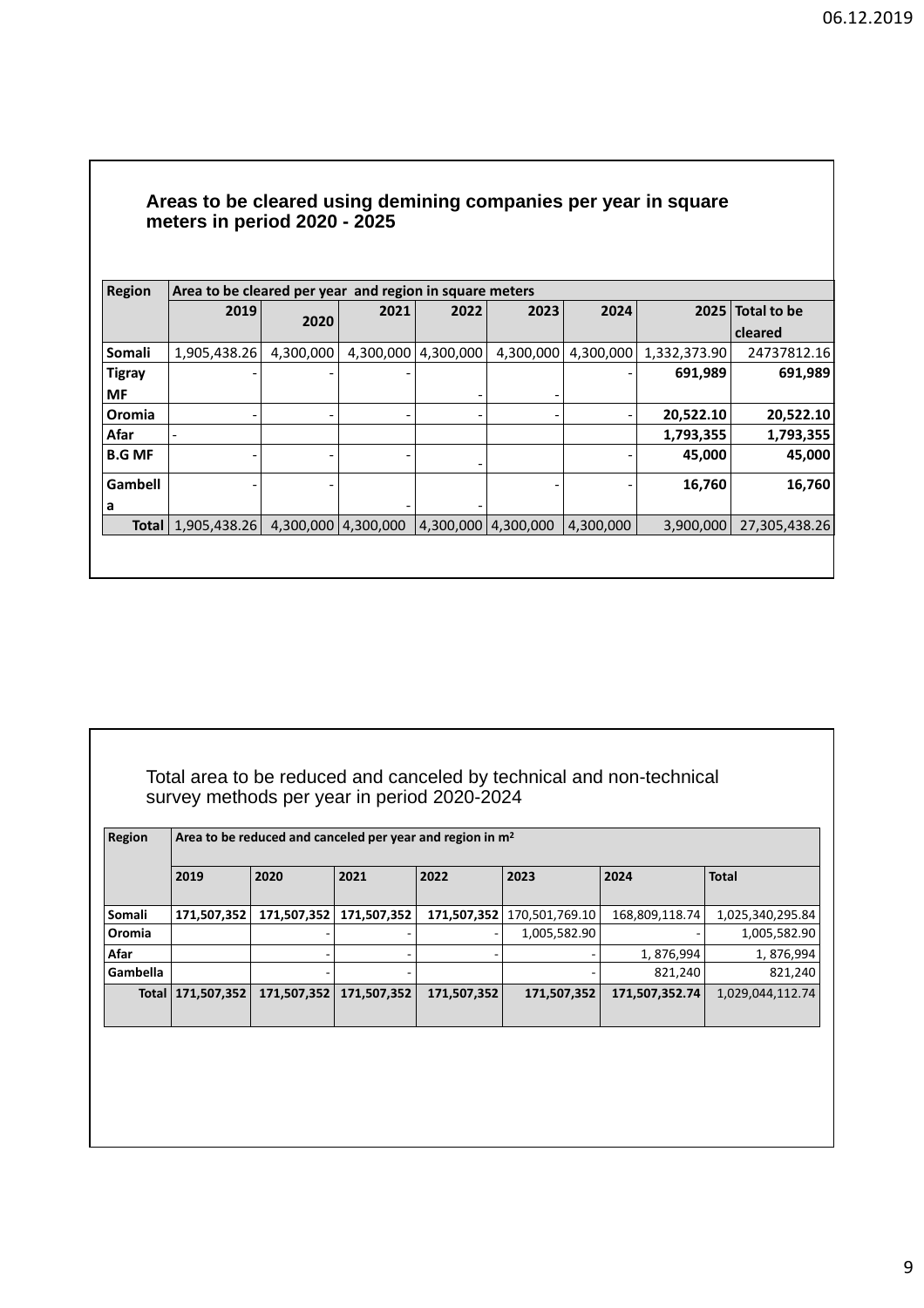## Areas to be cleared using demining companies per year in square meters in period 2020 - 2025

| Region | Area to be cleared per year and region in square meters | | | | | | | |
|---|---|---|---|---|---|---|---|---|
| | 2019 | 2020 | 2021 | 2022 | 2023 | 2024 | 2025 | Total to be cleared |
| Somali | 1,905,438.26 | 4,300,000 | 4,300,000 | 4,300,000 | 4,300,000 | 4,300,000 | 1,332,373.90 | 24737812.16 |
| Tigray MF | - | - | - | - | - | - | **691,989** | **691,989** |
| Oromia | - | - | - | - | - | - | **20,522.10** | **20,522.10** |
| Afar | - | | | | | | **1,793,355** | **1,793,355** |
| B.G MF | - | - | - | - | | - | **45,000** | **45,000** |
| Gambella | - | - | - | - | - | - | **16,760** | **16,760** |
| **Total** | 1,905,438.26 | 4,300,000 | 4,300,000 | 4,300,000 | 4,300,000 | 4,300,000 | 3,900,000 | 27,305,438.26 |

## Total area to be reduced and canceled by technical and non-technical survey methods per year in period 2020-2024

| Region | Area to be reduced and canceled per year and region in m² | | | | | | |
|---|---|---|---|---|---|---|---|
| | 2019 | 2020 | 2021 | 2022 | 2023 | 2024 | Total |
| Somali | **171,507,352** | **171,507,352** | **171,507,352** | **171,507,352** | 170,501,769.10 | 168,809,118.74 | 1,025,340,295.84 |
| Oromia | | - | - | - | 1,005,582.90 | - | 1,005,582.90 |
| Afar | | - | - | - | - | 1, 876,994 | 1, 876,994 |
| Gambella | | - | - | | - | 821,240 | 821,240 |
| **Total** | **171,507,352** | **171,507,352** | **171,507,352** | **171,507,352** | **171,507,352** | **171,507,352.74** | 1,029,044,112.74 |